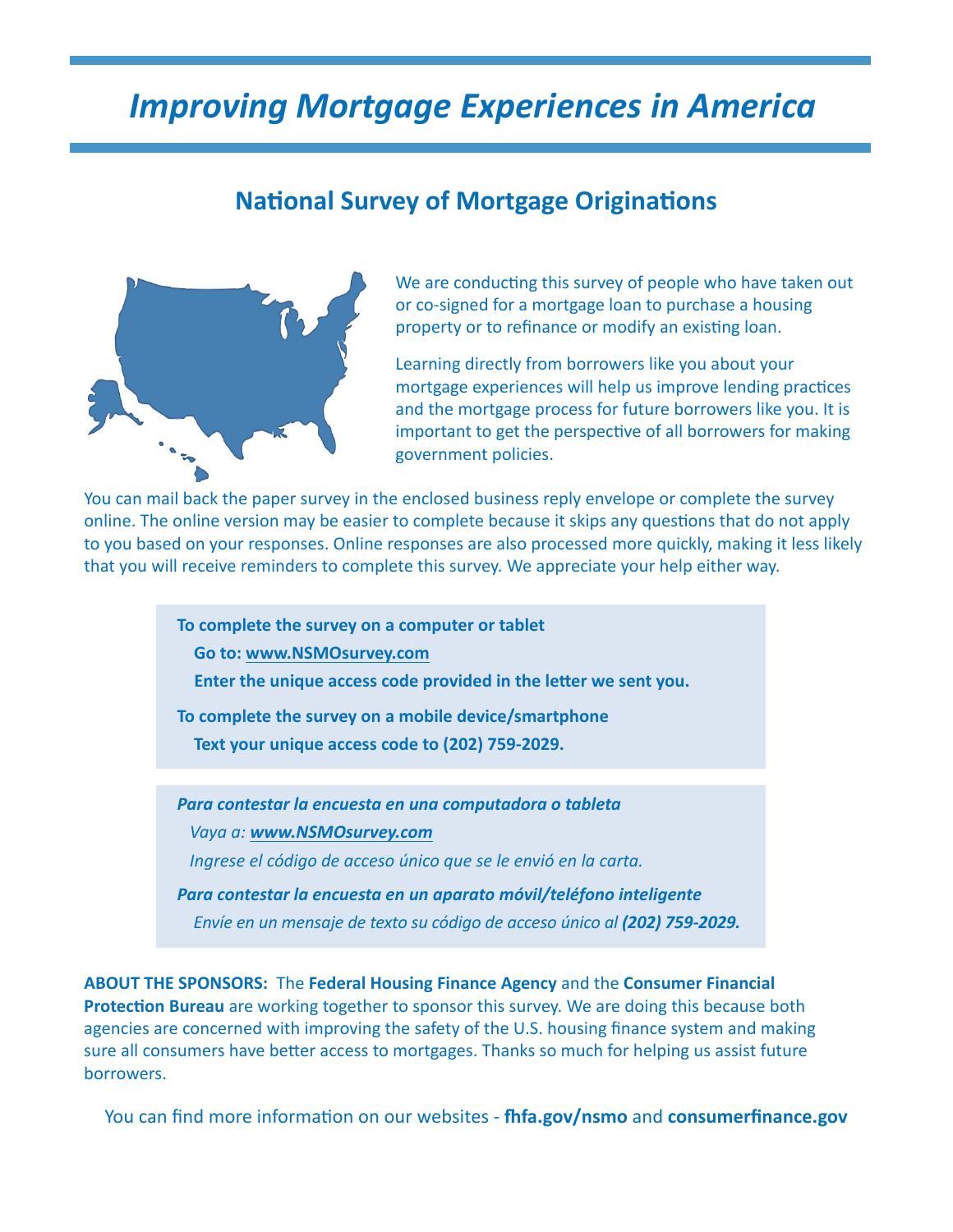# *Improving Mortgage Experiences in America*

## National Survey of Mortgage Originations

We are conducting this survey of people who have taken out or co-signed for a mortgage loan to purchase a housing property or to refinance or modify an existing loan.

Learning directly from borrowers like you about your mortgage experiences will help us improve lending practices and the mortgage process for future borrowers like you. It is important to get the perspective of all borrowers for making government policies.

You can mail back the paper survey in the enclosed business reply envelope or complete the survey online. The online version may be easier to complete because it skips any questions that do not apply to you based on your responses. Online responses are also processed more quickly, making it less likely that you will receive reminders to complete this survey. We appreciate your help either way.

**To complete the survey on a computer or tablet**

**Go to: www.NSMOsurvey.com**

**Enter the unique access code provided in the letter we sent you.**

**To complete the survey on a mobile device/smartphone**

**Text your unique access code to (202) 759-2029.**

***Para contestar la encuesta en una computadora o tableta***

*Vaya a:* ***www.NSMOsurvey.com***

*Ingrese el código de acceso único que se le envió en la carta.*

***Para contestar la encuesta en un aparato móvil/teléfono inteligente***

*Envíe en un mensaje de texto su código de acceso único al* ***(202) 759-2029.***

**ABOUT THE SPONSORS:** The **Federal Housing Finance Agency** and the **Consumer Financial Protection Bureau** are working together to sponsor this survey. We are doing this because both agencies are concerned with improving the safety of the U.S. housing finance system and making sure all consumers have better access to mortgages. Thanks so much for helping us assist future borrowers.

You can find more information on our websites - **fhfa.gov/nsmo** and **consumerfinance.gov**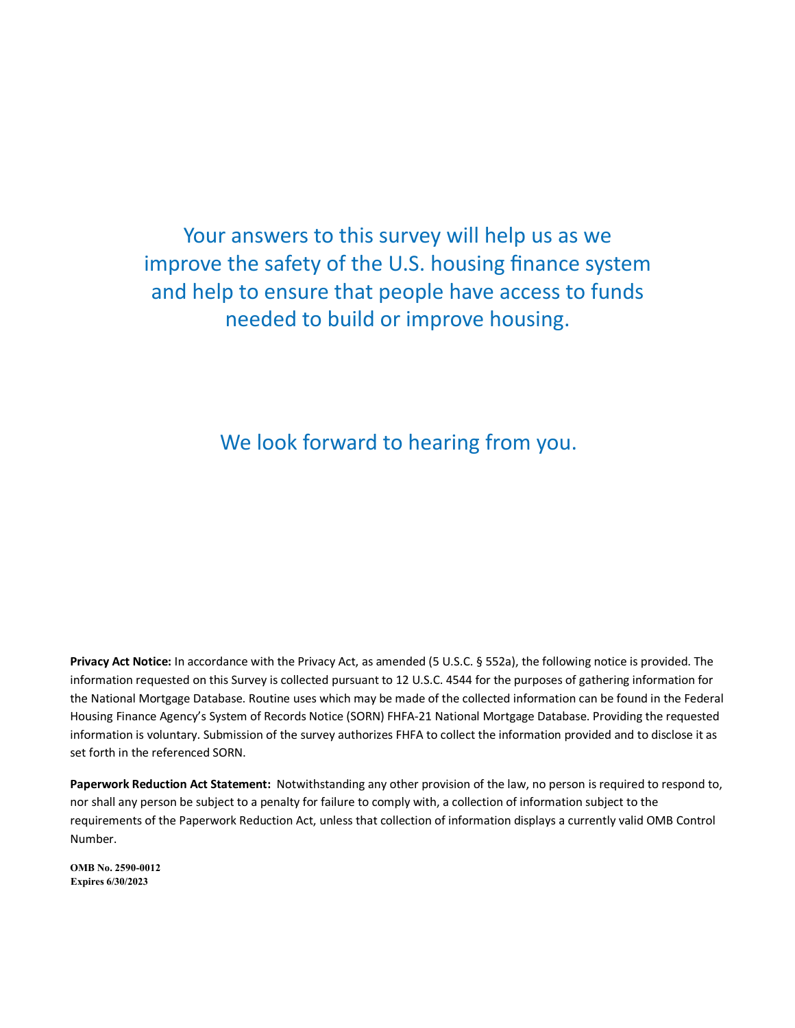Your answers to this survey will help us as we improve the safety of the U.S. housing finance system and help to ensure that people have access to funds needed to build or improve housing.

We look forward to hearing from you.

**Privacy Act Notice:** In accordance with the Privacy Act, as amended (5 U.S.C. § 552a), the following notice is provided. The information requested on this Survey is collected pursuant to 12 U.S.C. 4544 for the purposes of gathering information for the National Mortgage Database. Routine uses which may be made of the collected information can be found in the Federal Housing Finance Agency's System of Records Notice (SORN) FHFA-21 National Mortgage Database. Providing the requested information is voluntary. Submission of the survey authorizes FHFA to collect the information provided and to disclose it as set forth in the referenced SORN.

**Paperwork Reduction Act Statement:** Notwithstanding any other provision of the law, no person is required to respond to, nor shall any person be subject to a penalty for failure to comply with, a collection of information subject to the requirements of the Paperwork Reduction Act, unless that collection of information displays a currently valid OMB Control Number.

**OMB No. 2590-0012**
**Expires 6/30/2023**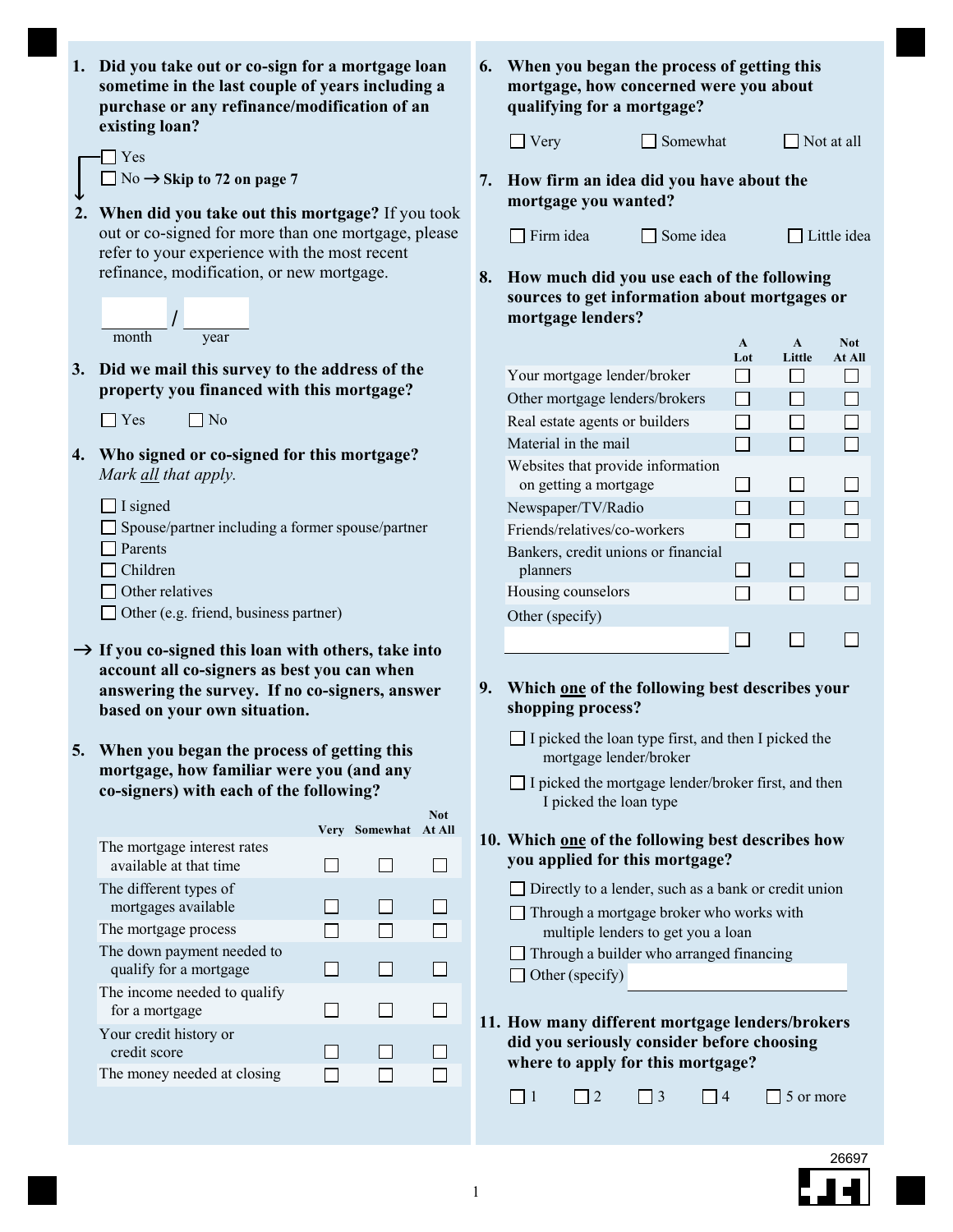**1. Did you take out or co-sign for a mortgage loan sometime in the last couple of years including a purchase or any refinance/modification of an existing loan?**

- ☐ Yes
- ☐ No → **Skip to 72 on page 7**

**2. When did you take out this mortgage?** If you took out or co-signed for more than one mortgage, please refer to your experience with the most recent refinance, modification, or new mortgage.

_______ / _______
month    year

**3. Did we mail this survey to the address of the property you financed with this mortgage?**

☐ Yes ☐ No

**4. Who signed or co-signed for this mortgage?** *Mark all that apply.*

- ☐ I signed
- ☐ Spouse/partner including a former spouse/partner
- ☐ Parents
- ☐ Children
- ☐ Other relatives
- ☐ Other (e.g. friend, business partner)

→ **If you co-signed this loan with others, take into account all co-signers as best you can when answering the survey. If no co-signers, answer based on your own situation.**

**5. When you began the process of getting this mortgage, how familiar were you (and any co-signers) with each of the following?**

| | Very | Somewhat | Not At All |
|---|---|---|---|
| The mortgage interest rates available at that time | ☐ | ☐ | ☐ |
| The different types of mortgages available | ☐ | ☐ | ☐ |
| The mortgage process | ☐ | ☐ | ☐ |
| The down payment needed to qualify for a mortgage | ☐ | ☐ | ☐ |
| The income needed to qualify for a mortgage | ☐ | ☐ | ☐ |
| Your credit history or credit score | ☐ | ☐ | ☐ |
| The money needed at closing | ☐ | ☐ | ☐ |

**6. When you began the process of getting this mortgage, how concerned were you about qualifying for a mortgage?**

☐ Very ☐ Somewhat ☐ Not at all

**7. How firm an idea did you have about the mortgage you wanted?**

☐ Firm idea ☐ Some idea ☐ Little idea

**8. How much did you use each of the following sources to get information about mortgages or mortgage lenders?**

| | A Lot | A Little | Not At All |
|---|---|---|---|
| Your mortgage lender/broker | ☐ | ☐ | ☐ |
| Other mortgage lenders/brokers | ☐ | ☐ | ☐ |
| Real estate agents or builders | ☐ | ☐ | ☐ |
| Material in the mail | ☐ | ☐ | ☐ |
| Websites that provide information on getting a mortgage | ☐ | ☐ | ☐ |
| Newspaper/TV/Radio | ☐ | ☐ | ☐ |
| Friends/relatives/co-workers | ☐ | ☐ | ☐ |
| Bankers, credit unions or financial planners | ☐ | ☐ | ☐ |
| Housing counselors | ☐ | ☐ | ☐ |
| Other (specify) _______________ | ☐ | ☐ | ☐ |

**9. Which one of the following best describes your shopping process?**

- ☐ I picked the loan type first, and then I picked the mortgage lender/broker
- ☐ I picked the mortgage lender/broker first, and then I picked the loan type

**10. Which one of the following best describes how you applied for this mortgage?**

- ☐ Directly to a lender, such as a bank or credit union
- ☐ Through a mortgage broker who works with multiple lenders to get you a loan
- ☐ Through a builder who arranged financing
- ☐ Other (specify) _______________

**11. How many different mortgage lenders/brokers did you seriously consider before choosing where to apply for this mortgage?**

☐ 1 ☐ 2 ☐ 3 ☐ 4 ☐ 5 or more

26697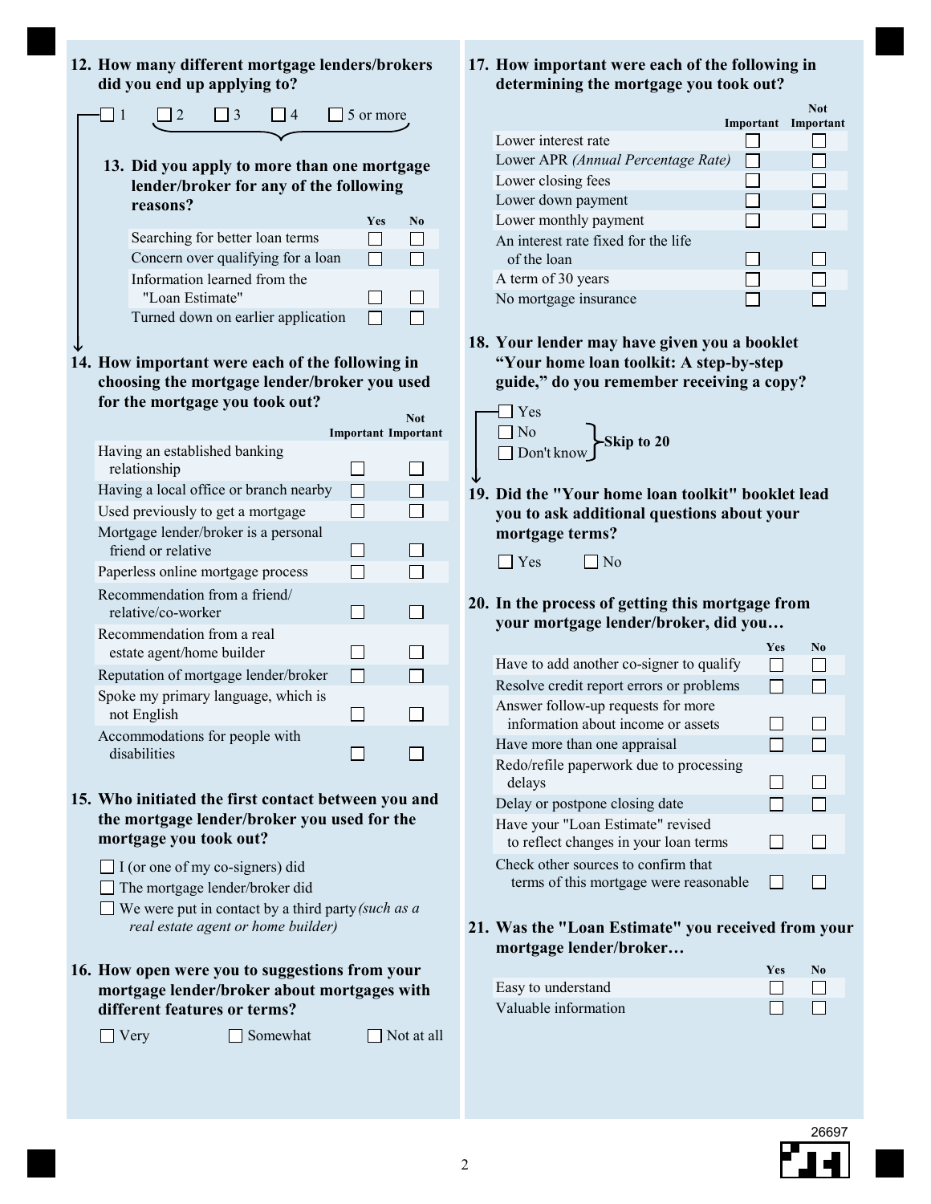**12. How many different mortgage lenders/brokers did you end up applying to?**

☐ 1 ☐ 2 ☐ 3 ☐ 4 ☐ 5 or more

**13. Did you apply to more than one mortgage lender/broker for any of the following reasons?**

| | Yes | No |
|---|---|---|
| Searching for better loan terms | ☐ | ☐ |
| Concern over qualifying for a loan | ☐ | ☐ |
| Information learned from the "Loan Estimate" | ☐ | ☐ |
| Turned down on earlier application | ☐ | ☐ |

**14. How important were each of the following in choosing the mortgage lender/broker you used for the mortgage you took out?**

| | Important | Not Important |
|---|---|---|
| Having an established banking relationship | ☐ | ☐ |
| Having a local office or branch nearby | ☐ | ☐ |
| Used previously to get a mortgage | ☐ | ☐ |
| Mortgage lender/broker is a personal friend or relative | ☐ | ☐ |
| Paperless online mortgage process | ☐ | ☐ |
| Recommendation from a friend/ relative/co-worker | ☐ | ☐ |
| Recommendation from a real estate agent/home builder | ☐ | ☐ |
| Reputation of mortgage lender/broker | ☐ | ☐ |
| Spoke my primary language, which is not English | ☐ | ☐ |
| Accommodations for people with disabilities | ☐ | ☐ |

**15. Who initiated the first contact between you and the mortgage lender/broker you used for the mortgage you took out?**

☐ I (or one of my co-signers) did

☐ The mortgage lender/broker did

☐ We were put in contact by a third party *(such as a real estate agent or home builder)*

**16. How open were you to suggestions from your mortgage lender/broker about mortgages with different features or terms?**

☐ Very ☐ Somewhat ☐ Not at all

**17. How important were each of the following in determining the mortgage you took out?**

| | Important | Not Important |
|---|---|---|
| Lower interest rate | ☐ | ☐ |
| Lower APR *(Annual Percentage Rate)* | ☐ | ☐ |
| Lower closing fees | ☐ | ☐ |
| Lower down payment | ☐ | ☐ |
| Lower monthly payment | ☐ | ☐ |
| An interest rate fixed for the life of the loan | ☐ | ☐ |
| A term of 30 years | ☐ | ☐ |
| No mortgage insurance | ☐ | ☐ |

**18. Your lender may have given you a booklet "Your home loan toolkit: A step-by-step guide," do you remember receiving a copy?**

☐ Yes

☐ No

☐ Don't know } **Skip to 20**

**19. Did the "Your home loan toolkit" booklet lead you to ask additional questions about your mortgage terms?**

☐ Yes ☐ No

**20. In the process of getting this mortgage from your mortgage lender/broker, did you…**

| | Yes | No |
|---|---|---|
| Have to add another co-signer to qualify | ☐ | ☐ |
| Resolve credit report errors or problems | ☐ | ☐ |
| Answer follow-up requests for more information about income or assets | ☐ | ☐ |
| Have more than one appraisal | ☐ | ☐ |
| Redo/refile paperwork due to processing delays | ☐ | ☐ |
| Delay or postpone closing date | ☐ | ☐ |
| Have your "Loan Estimate" revised to reflect changes in your loan terms | ☐ | ☐ |
| Check other sources to confirm that terms of this mortgage were reasonable | ☐ | ☐ |

**21. Was the "Loan Estimate" you received from your mortgage lender/broker…**

| | Yes | No |
|---|---|---|
| Easy to understand | ☐ | ☐ |
| Valuable information | ☐ | ☐ |

26697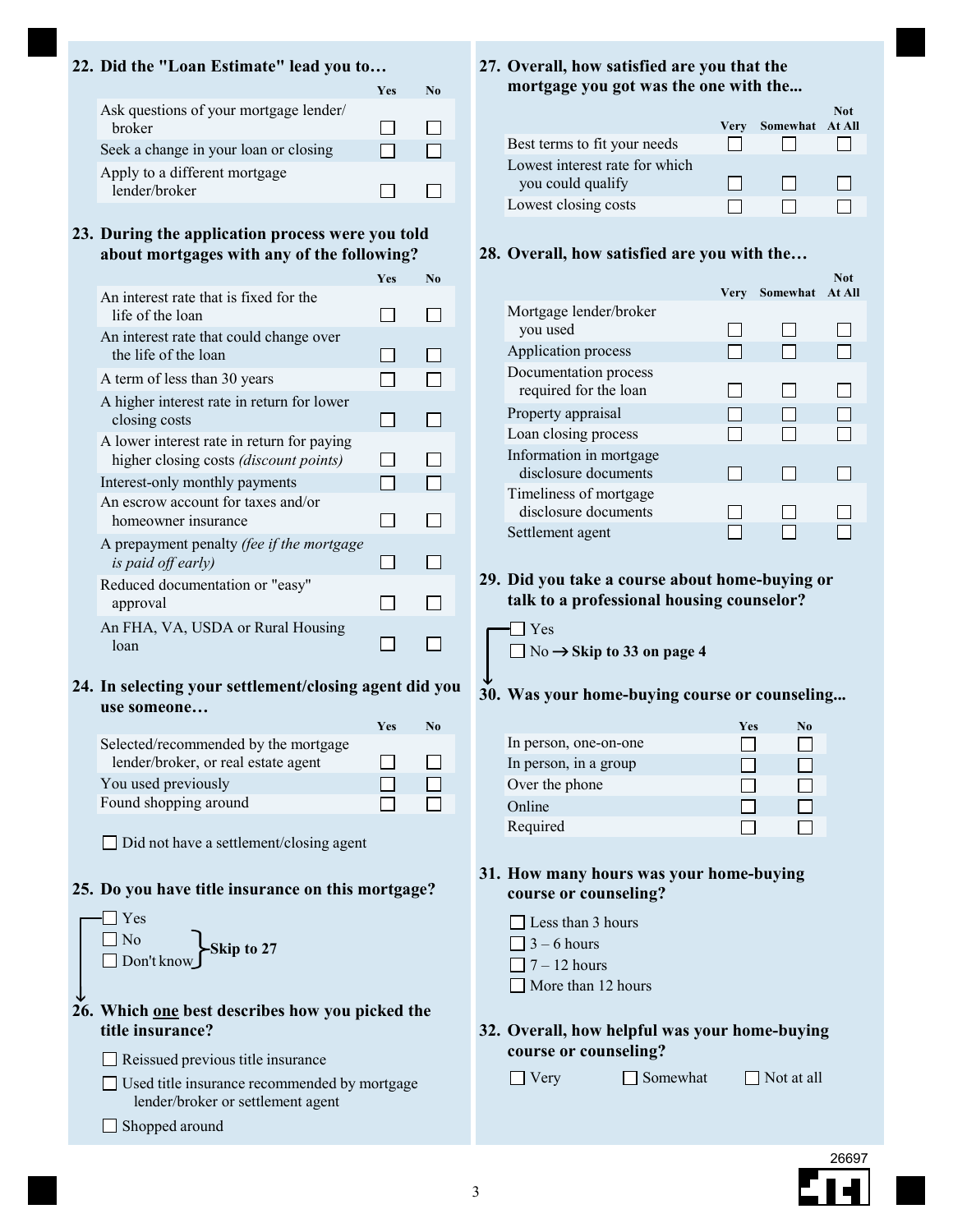**22. Did the "Loan Estimate" lead you to…**

| | Yes | No |
|---|---|---|
| Ask questions of your mortgage lender/ broker | ☐ | ☐ |
| Seek a change in your loan or closing | ☐ | ☐ |
| Apply to a different mortgage lender/broker | ☐ | ☐ |

**23. During the application process were you told about mortgages with any of the following?**

| | Yes | No |
|---|---|---|
| An interest rate that is fixed for the life of the loan | ☐ | ☐ |
| An interest rate that could change over the life of the loan | ☐ | ☐ |
| A term of less than 30 years | ☐ | ☐ |
| A higher interest rate in return for lower closing costs | ☐ | ☐ |
| A lower interest rate in return for paying higher closing costs *(discount points)* | ☐ | ☐ |
| Interest-only monthly payments | ☐ | ☐ |
| An escrow account for taxes and/or homeowner insurance | ☐ | ☐ |
| A prepayment penalty *(fee if the mortgage is paid off early)* | ☐ | ☐ |
| Reduced documentation or "easy" approval | ☐ | ☐ |
| An FHA, VA, USDA or Rural Housing loan | ☐ | ☐ |

**24. In selecting your settlement/closing agent did you use someone…**

| | Yes | No |
|---|---|---|
| Selected/recommended by the mortgage lender/broker, or real estate agent | ☐ | ☐ |
| You used previously | ☐ | ☐ |
| Found shopping around | ☐ | ☐ |

☐ Did not have a settlement/closing agent

**25. Do you have title insurance on this mortgage?**

☐ Yes
☐ No } **Skip to 27**
☐ Don't know } **Skip to 27**

**26. Which one best describes how you picked the title insurance?**

☐ Reissued previous title insurance
☐ Used title insurance recommended by mortgage lender/broker or settlement agent
☐ Shopped around

**27. Overall, how satisfied are you that the mortgage you got was the one with the...**

| | Very | Somewhat | Not At All |
|---|---|---|---|
| Best terms to fit your needs | ☐ | ☐ | ☐ |
| Lowest interest rate for which you could qualify | ☐ | ☐ | ☐ |
| Lowest closing costs | ☐ | ☐ | ☐ |

**28. Overall, how satisfied are you with the…**

| | Very | Somewhat | Not At All |
|---|---|---|---|
| Mortgage lender/broker you used | ☐ | ☐ | ☐ |
| Application process | ☐ | ☐ | ☐ |
| Documentation process required for the loan | ☐ | ☐ | ☐ |
| Property appraisal | ☐ | ☐ | ☐ |
| Loan closing process | ☐ | ☐ | ☐ |
| Information in mortgage disclosure documents | ☐ | ☐ | ☐ |
| Timeliness of mortgage disclosure documents | ☐ | ☐ | ☐ |
| Settlement agent | ☐ | ☐ | ☐ |

**29. Did you take a course about home-buying or talk to a professional housing counselor?**

☐ Yes
☐ No → **Skip to 33 on page 4**

**30. Was your home-buying course or counseling...**

| | Yes | No |
|---|---|---|
| In person, one-on-one | ☐ | ☐ |
| In person, in a group | ☐ | ☐ |
| Over the phone | ☐ | ☐ |
| Online | ☐ | ☐ |
| Required | ☐ | ☐ |

**31. How many hours was your home-buying course or counseling?**

☐ Less than 3 hours
☐ 3 – 6 hours
☐ 7 – 12 hours
☐ More than 12 hours

**32. Overall, how helpful was your home-buying course or counseling?**

☐ Very ☐ Somewhat ☐ Not at all

26697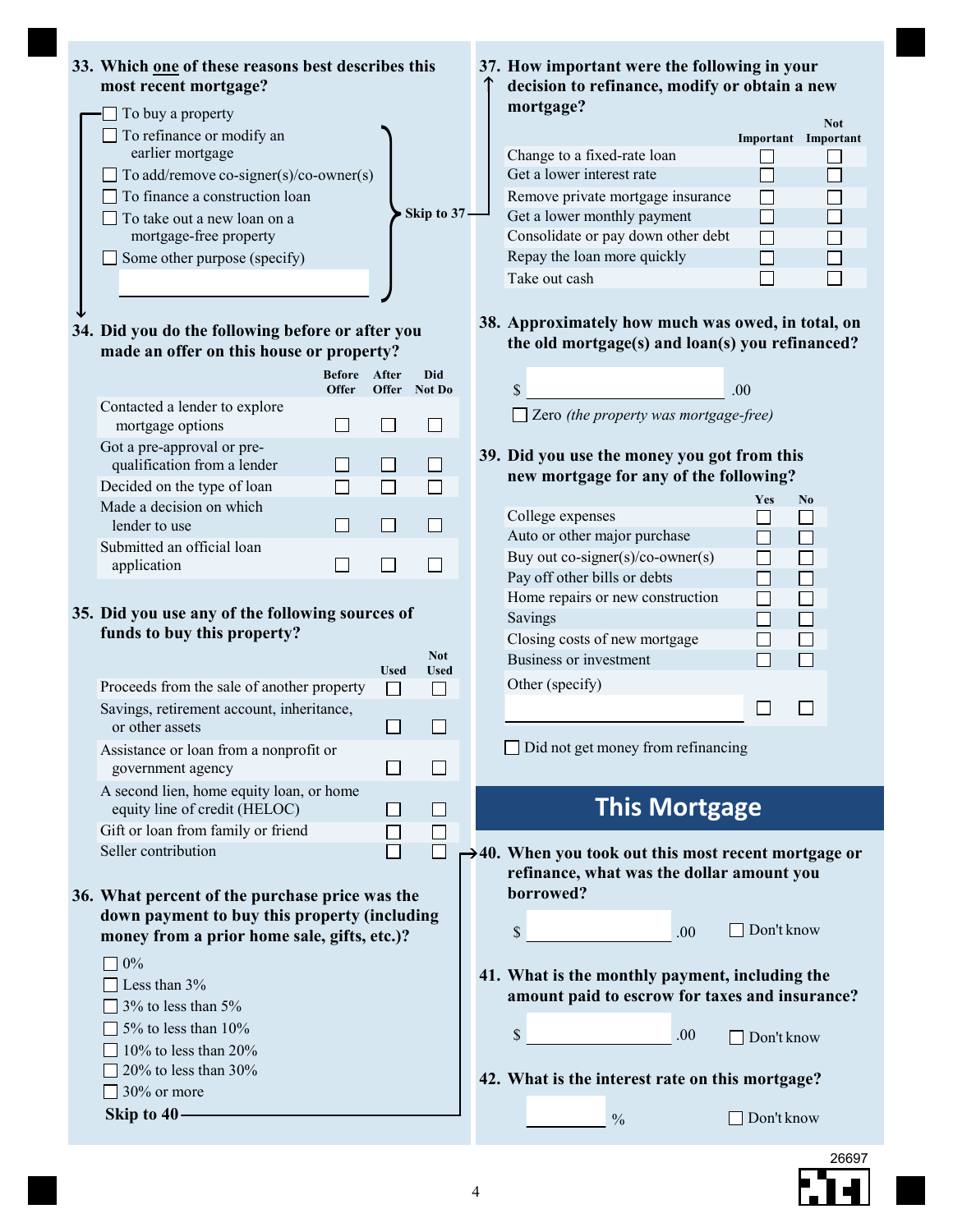**33. Which one of these reasons best describes this most recent mortgage?**

- ☐ To buy a property
- ☐ To refinance or modify an earlier mortgage
- ☐ To add/remove co-signer(s)/co-owner(s)
- ☐ To finance a construction loan
- ☐ To take out a new loan on a mortgage-free property
- ☐ Some other purpose (specify) ______

(All options except "To buy a property": **Skip to 37**)

**34. Did you do the following before or after you made an offer on this house or property?**

| | Before Offer | After Offer | Did Not Do |
|---|---|---|---|
| Contacted a lender to explore mortgage options | ☐ | ☐ | ☐ |
| Got a pre-approval or pre-qualification from a lender | ☐ | ☐ | ☐ |
| Decided on the type of loan | ☐ | ☐ | ☐ |
| Made a decision on which lender to use | ☐ | ☐ | ☐ |
| Submitted an official loan application | ☐ | ☐ | ☐ |

**35. Did you use any of the following sources of funds to buy this property?**

| | Used | Not Used |
|---|---|---|
| Proceeds from the sale of another property | ☐ | ☐ |
| Savings, retirement account, inheritance, or other assets | ☐ | ☐ |
| Assistance or loan from a nonprofit or government agency | ☐ | ☐ |
| A second lien, home equity loan, or home equity line of credit (HELOC) | ☐ | ☐ |
| Gift or loan from family or friend | ☐ | ☐ |
| Seller contribution | ☐ | ☐ |

**36. What percent of the purchase price was the down payment to buy this property (including money from a prior home sale, gifts, etc.)?**

- ☐ 0%
- ☐ Less than 3%
- ☐ 3% to less than 5%
- ☐ 5% to less than 10%
- ☐ 10% to less than 20%
- ☐ 20% to less than 30%
- ☐ 30% or more

**Skip to 40**

**37. How important were the following in your decision to refinance, modify or obtain a new mortgage?**

| | Important | Not Important |
|---|---|---|
| Change to a fixed-rate loan | ☐ | ☐ |
| Get a lower interest rate | ☐ | ☐ |
| Remove private mortgage insurance | ☐ | ☐ |
| Get a lower monthly payment | ☐ | ☐ |
| Consolidate or pay down other debt | ☐ | ☐ |
| Repay the loan more quickly | ☐ | ☐ |
| Take out cash | ☐ | ☐ |

**38. Approximately how much was owed, in total, on the old mortgage(s) and loan(s) you refinanced?**

$ ______ .00

☐ Zero *(the property was mortgage-free)*

**39. Did you use the money you got from this new mortgage for any of the following?**

| | Yes | No |
|---|---|---|
| College expenses | ☐ | ☐ |
| Auto or other major purchase | ☐ | ☐ |
| Buy out co-signer(s)/co-owner(s) | ☐ | ☐ |
| Pay off other bills or debts | ☐ | ☐ |
| Home repairs or new construction | ☐ | ☐ |
| Savings | ☐ | ☐ |
| Closing costs of new mortgage | ☐ | ☐ |
| Business or investment | ☐ | ☐ |
| Other (specify) ______ | ☐ | ☐ |

☐ Did not get money from refinancing

## This Mortgage

**40. When you took out this most recent mortgage or refinance, what was the dollar amount you borrowed?**

$ ______ .00 ☐ Don't know

**41. What is the monthly payment, including the amount paid to escrow for taxes and insurance?**

$ ______ .00 ☐ Don't know

**42. What is the interest rate on this mortgage?**

______ % ☐ Don't know

26697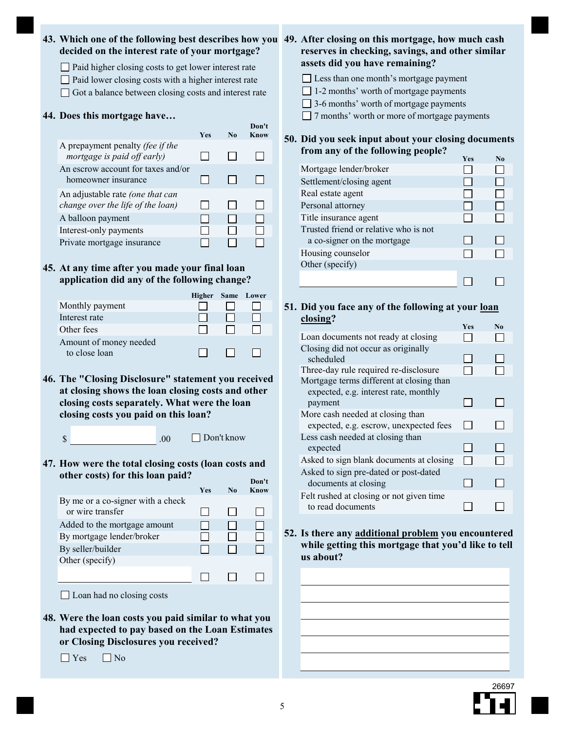**43. Which one of the following best describes how you decided on the interest rate of your mortgage?**

- ☐ Paid higher closing costs to get lower interest rate
- ☐ Paid lower closing costs with a higher interest rate
- ☐ Got a balance between closing costs and interest rate

**44. Does this mortgage have…**

| | Yes | No | Don't Know |
|---|---|---|---|
| A prepayment penalty *(fee if the mortgage is paid off early)* | ☐ | ☐ | ☐ |
| An escrow account for taxes and/or homeowner insurance | ☐ | ☐ | ☐ |
| An adjustable rate *(one that can change over the life of the loan)* | ☐ | ☐ | ☐ |
| A balloon payment | ☐ | ☐ | ☐ |
| Interest-only payments | ☐ | ☐ | ☐ |
| Private mortgage insurance | ☐ | ☐ | ☐ |

**45. At any time after you made your final loan application did any of the following change?**

| | Higher | Same | Lower |
|---|---|---|---|
| Monthly payment | ☐ | ☐ | ☐ |
| Interest rate | ☐ | ☐ | ☐ |
| Other fees | ☐ | ☐ | ☐ |
| Amount of money needed to close loan | ☐ | ☐ | ☐ |

**46. The "Closing Disclosure" statement you received at closing shows the loan closing costs and other closing costs separately. What were the loan closing costs you paid on this loan?**

$ ________ .00 ☐ Don't know

**47. How were the total closing costs (loan costs and other costs) for this loan paid?**

| | Yes | No | Don't Know |
|---|---|---|---|
| By me or a co-signer with a check or wire transfer | ☐ | ☐ | ☐ |
| Added to the mortgage amount | ☐ | ☐ | ☐ |
| By mortgage lender/broker | ☐ | ☐ | ☐ |
| By seller/builder | ☐ | ☐ | ☐ |
| Other (specify) ________ | ☐ | ☐ | ☐ |

☐ Loan had no closing costs

**48. Were the loan costs you paid similar to what you had expected to pay based on the Loan Estimates or Closing Disclosures you received?**

☐ Yes ☐ No

**49. After closing on this mortgage, how much cash reserves in checking, savings, and other similar assets did you have remaining?**

- ☐ Less than one month's mortgage payment
- ☐ 1-2 months' worth of mortgage payments
- ☐ 3-6 months' worth of mortgage payments
- ☐ 7 months' worth or more of mortgage payments

**50. Did you seek input about your closing documents from any of the following people?**

| | Yes | No |
|---|---|---|
| Mortgage lender/broker | ☐ | ☐ |
| Settlement/closing agent | ☐ | ☐ |
| Real estate agent | ☐ | ☐ |
| Personal attorney | ☐ | ☐ |
| Title insurance agent | ☐ | ☐ |
| Trusted friend or relative who is not a co-signer on the mortgage | ☐ | ☐ |
| Housing counselor | ☐ | ☐ |
| Other (specify) ________ | ☐ | ☐ |

**51. Did you face any of the following at your <u>loan closing</u>?**

| | Yes | No |
|---|---|---|
| Loan documents not ready at closing | ☐ | ☐ |
| Closing did not occur as originally scheduled | ☐ | ☐ |
| Three-day rule required re-disclosure | ☐ | ☐ |
| Mortgage terms different at closing than expected, e.g. interest rate, monthly payment | ☐ | ☐ |
| More cash needed at closing than expected, e.g. escrow, unexpected fees | ☐ | ☐ |
| Less cash needed at closing than expected | ☐ | ☐ |
| Asked to sign blank documents at closing | ☐ | ☐ |
| Asked to sign pre-dated or post-dated documents at closing | ☐ | ☐ |
| Felt rushed at closing or not given time to read documents | ☐ | ☐ |

**52. Is there any <u>additional problem</u> you encountered while getting this mortgage that you'd like to tell us about?**

________________________________________

________________________________________

________________________________________

________________________________________

________________________________________

________________________________________

26697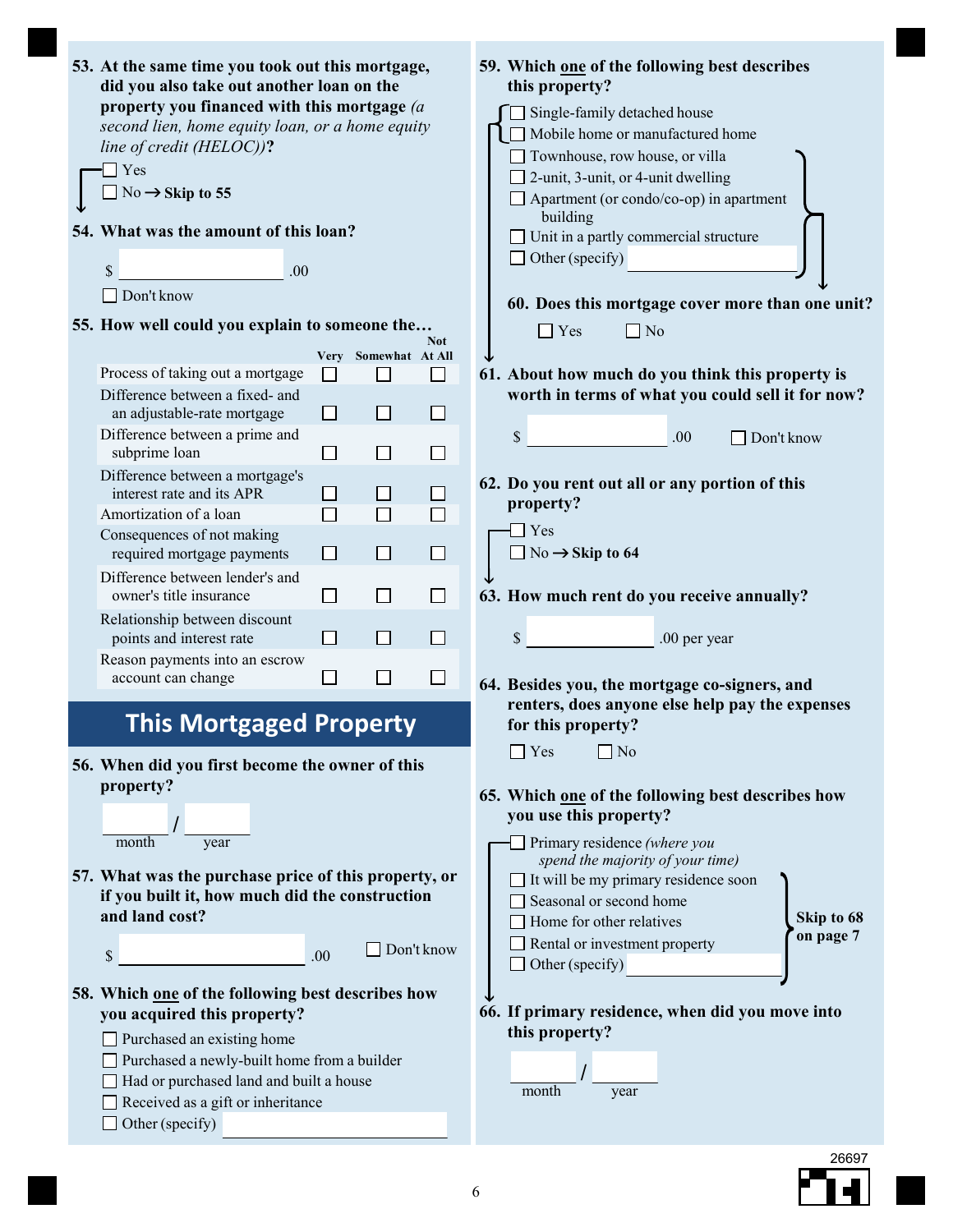**53. At the same time you took out this mortgage, did you also take out another loan on the property you financed with this mortgage** *(a second lien, home equity loan, or a home equity line of credit (HELOC))***?**

- ☐ Yes
- ☐ No → **Skip to 55**

**54. What was the amount of this loan?**

$ ____________ .00

- ☐ Don't know

**55. How well could you explain to someone the…**

| | Very | Somewhat | Not At All |
|---|---|---|---|
| Process of taking out a mortgage | ☐ | ☐ | ☐ |
| Difference between a fixed- and an adjustable-rate mortgage | ☐ | ☐ | ☐ |
| Difference between a prime and subprime loan | ☐ | ☐ | ☐ |
| Difference between a mortgage's interest rate and its APR | ☐ | ☐ | ☐ |
| Amortization of a loan | ☐ | ☐ | ☐ |
| Consequences of not making required mortgage payments | ☐ | ☐ | ☐ |
| Difference between lender's and owner's title insurance | ☐ | ☐ | ☐ |
| Relationship between discount points and interest rate | ☐ | ☐ | ☐ |
| Reason payments into an escrow account can change | ☐ | ☐ | ☐ |

## This Mortgaged Property

**56. When did you first become the owner of this property?**

______ / ______
month year

**57. What was the purchase price of this property, or if you built it, how much did the construction and land cost?**

$ ____________ .00

- ☐ Don't know

**58. Which one of the following best describes how you acquired this property?**

- ☐ Purchased an existing home
- ☐ Purchased a newly-built home from a builder
- ☐ Had or purchased land and built a house
- ☐ Received as a gift or inheritance
- ☐ Other (specify) ____________

**59. Which one of the following best describes this property?**

- ☐ Single-family detached house
- ☐ Mobile home or manufactured home
- ☐ Townhouse, row house, or villa
- ☐ 2-unit, 3-unit, or 4-unit dwelling
- ☐ Apartment (or condo/co-op) in apartment building
- ☐ Unit in a partly commercial structure
- ☐ Other (specify) ____________

**60. Does this mortgage cover more than one unit?**

- ☐ Yes
- ☐ No

**61. About how much do you think this property is worth in terms of what you could sell it for now?**

$ ____________ .00

- ☐ Don't know

**62. Do you rent out all or any portion of this property?**

- ☐ Yes
- ☐ No → **Skip to 64**

**63. How much rent do you receive annually?**

$ ____________ .00 per year

**64. Besides you, the mortgage co-signers, and renters, does anyone else help pay the expenses for this property?**

- ☐ Yes
- ☐ No

**65. Which one of the following best describes how you use this property?**

- ☐ Primary residence *(where you spend the majority of your time)*
- ☐ It will be my primary residence soon
- ☐ Seasonal or second home
- ☐ Home for other relatives
- ☐ Rental or investment property
- ☐ Other (specify) ____________

**Skip to 68 on page 7**

**66. If primary residence, when did you move into this property?**

______ / ______
month year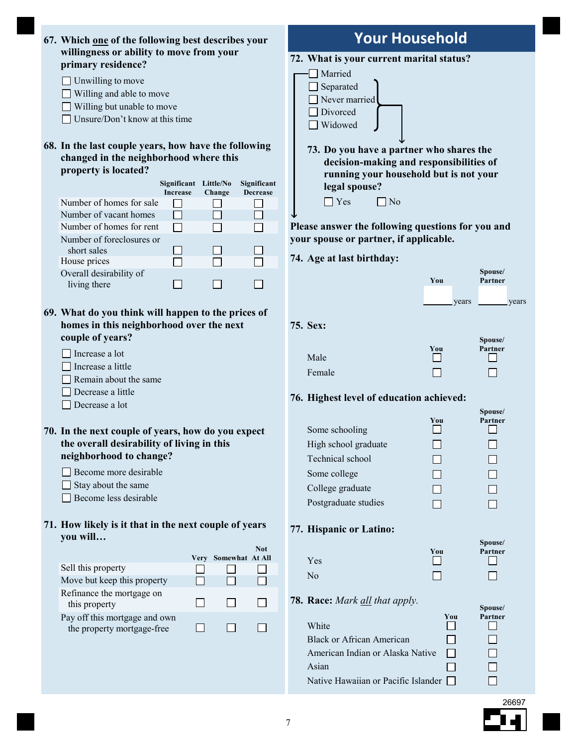**67. Which one of the following best describes your willingness or ability to move from your primary residence?**

- ☐ Unwilling to move
- ☐ Willing and able to move
- ☐ Willing but unable to move
- ☐ Unsure/Don't know at this time

**68. In the last couple years, how have the following changed in the neighborhood where this property is located?**

| | Significant Increase | Little/No Change | Significant Decrease |
|---|---|---|---|
| Number of homes for sale | ☐ | ☐ | ☐ |
| Number of vacant homes | ☐ | ☐ | ☐ |
| Number of homes for rent | ☐ | ☐ | ☐ |
| Number of foreclosures or short sales | ☐ | ☐ | ☐ |
| House prices | ☐ | ☐ | ☐ |
| Overall desirability of living there | ☐ | ☐ | ☐ |

**69. What do you think will happen to the prices of homes in this neighborhood over the next couple of years?**

- ☐ Increase a lot
- ☐ Increase a little
- ☐ Remain about the same
- ☐ Decrease a little
- ☐ Decrease a lot

**70. In the next couple of years, how do you expect the overall desirability of living in this neighborhood to change?**

- ☐ Become more desirable
- ☐ Stay about the same
- ☐ Become less desirable

**71. How likely is it that in the next couple of years you will…**

| | Very | Somewhat | Not At All |
|---|---|---|---|
| Sell this property | ☐ | ☐ | ☐ |
| Move but keep this property | ☐ | ☐ | ☐ |
| Refinance the mortgage on this property | ☐ | ☐ | ☐ |
| Pay off this mortgage and own the property mortgage-free | ☐ | ☐ | ☐ |

## Your Household

**72. What is your current marital status?**

- ☐ Married
- ☐ Separated
- ☐ Never married
- ☐ Divorced
- ☐ Widowed

(If Separated, Never married, Divorced, or Widowed → go to Question 73; If Married → skip to Question 74)

**73. Do you have a partner who shares the decision-making and responsibilities of running your household but is not your legal spouse?**

☐ Yes ☐ No

**Please answer the following questions for you and your spouse or partner, if applicable.**

**74. Age at last birthday:**

| | You | Spouse/ Partner |
|---|---|---|
| | ______ years | ______ years |

**75. Sex:**

| | You | Spouse/ Partner |
|---|---|---|
| Male | ☐ | ☐ |
| Female | ☐ | ☐ |

**76. Highest level of education achieved:**

| | You | Spouse/ Partner |
|---|---|---|
| Some schooling | ☐ | ☐ |
| High school graduate | ☐ | ☐ |
| Technical school | ☐ | ☐ |
| Some college | ☐ | ☐ |
| College graduate | ☐ | ☐ |
| Postgraduate studies | ☐ | ☐ |

**77. Hispanic or Latino:**

| | You | Spouse/ Partner |
|---|---|---|
| Yes | ☐ | ☐ |
| No | ☐ | ☐ |

**78. Race:** *Mark all that apply.*

| | You | Spouse/ Partner |
|---|---|---|
| White | ☐ | ☐ |
| Black or African American | ☐ | ☐ |
| American Indian or Alaska Native | ☐ | ☐ |
| Asian | ☐ | ☐ |
| Native Hawaiian or Pacific Islander | ☐ | ☐ |

26697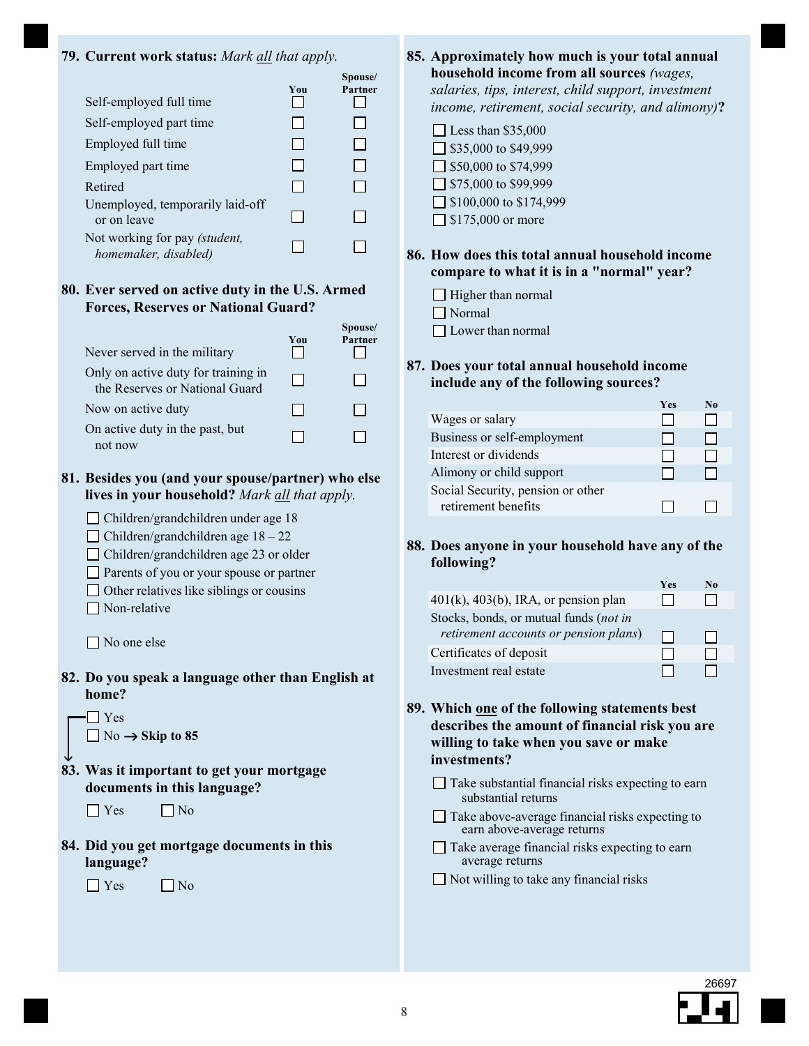**79. Current work status:** *Mark all that apply.*

| | You | Spouse/ Partner |
|---|---|---|
| Self-employed full time | ☐ | ☐ |
| Self-employed part time | ☐ | ☐ |
| Employed full time | ☐ | ☐ |
| Employed part time | ☐ | ☐ |
| Retired | ☐ | ☐ |
| Unemployed, temporarily laid-off or on leave | ☐ | ☐ |
| Not working for pay *(student, homemaker, disabled)* | ☐ | ☐ |

**80. Ever served on active duty in the U.S. Armed Forces, Reserves or National Guard?**

| | You | Spouse/ Partner |
|---|---|---|
| Never served in the military | ☐ | ☐ |
| Only on active duty for training in the Reserves or National Guard | ☐ | ☐ |
| Now on active duty | ☐ | ☐ |
| On active duty in the past, but not now | ☐ | ☐ |

**81. Besides you (and your spouse/partner) who else lives in your household?** *Mark all that apply.*

- ☐ Children/grandchildren under age 18
- ☐ Children/grandchildren age 18 – 22
- ☐ Children/grandchildren age 23 or older
- ☐ Parents of you or your spouse or partner
- ☐ Other relatives like siblings or cousins
- ☐ Non-relative

- ☐ No one else

**82. Do you speak a language other than English at home?**

- ☐ Yes
- ☐ No → **Skip to 85**

**83. Was it important to get your mortgage documents in this language?**

☐ Yes ☐ No

**84. Did you get mortgage documents in this language?**

☐ Yes ☐ No

**85. Approximately how much is your total annual household income from all sources** *(wages, salaries, tips, interest, child support, investment income, retirement, social security, and alimony)***?**

- ☐ Less than $35,000
- ☐ $35,000 to $49,999
- ☐ $50,000 to $74,999
- ☐ $75,000 to $99,999
- ☐ $100,000 to $174,999
- ☐ $175,000 or more

**86. How does this total annual household income compare to what it is in a "normal" year?**

- ☐ Higher than normal
- ☐ Normal
- ☐ Lower than normal

**87. Does your total annual household income include any of the following sources?**

| | Yes | No |
|---|---|---|
| Wages or salary | ☐ | ☐ |
| Business or self-employment | ☐ | ☐ |
| Interest or dividends | ☐ | ☐ |
| Alimony or child support | ☐ | ☐ |
| Social Security, pension or other retirement benefits | ☐ | ☐ |

**88. Does anyone in your household have any of the following?**

| | Yes | No |
|---|---|---|
| 401(k), 403(b), IRA, or pension plan | ☐ | ☐ |
| Stocks, bonds, or mutual funds (*not in retirement accounts or pension plans*) | ☐ | ☐ |
| Certificates of deposit | ☐ | ☐ |
| Investment real estate | ☐ | ☐ |

**89. Which one of the following statements best describes the amount of financial risk you are willing to take when you save or make investments?**

- ☐ Take substantial financial risks expecting to earn substantial returns
- ☐ Take above-average financial risks expecting to earn above-average returns
- ☐ Take average financial risks expecting to earn average returns
- ☐ Not willing to take any financial risks

26697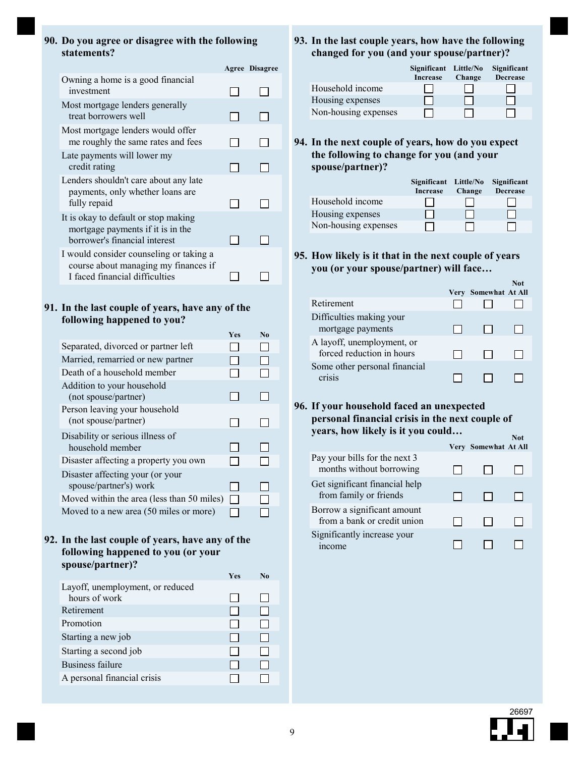**90. Do you agree or disagree with the following statements?**

| | Agree | Disagree |
|---|---|---|
| Owning a home is a good financial investment | ☐ | ☐ |
| Most mortgage lenders generally treat borrowers well | ☐ | ☐ |
| Most mortgage lenders would offer me roughly the same rates and fees | ☐ | ☐ |
| Late payments will lower my credit rating | ☐ | ☐ |
| Lenders shouldn't care about any late payments, only whether loans are fully repaid | ☐ | ☐ |
| It is okay to default or stop making mortgage payments if it is in the borrower's financial interest | ☐ | ☐ |
| I would consider counseling or taking a course about managing my finances if I faced financial difficulties | ☐ | ☐ |

**91. In the last couple years, have any of the following happened to you?**

| | Yes | No |
|---|---|---|
| Separated, divorced or partner left | ☐ | ☐ |
| Married, remarried or new partner | ☐ | ☐ |
| Death of a household member | ☐ | ☐ |
| Addition to your household (not spouse/partner) | ☐ | ☐ |
| Person leaving your household (not spouse/partner) | ☐ | ☐ |
| Disability or serious illness of household member | ☐ | ☐ |
| Disaster affecting a property you own | ☐ | ☐ |
| Disaster affecting your (or your spouse/partner's) work | ☐ | ☐ |
| Moved within the area (less than 50 miles) | ☐ | ☐ |
| Moved to a new area (50 miles or more) | ☐ | ☐ |

**92. In the last couple of years, have any of the following happened to you (or your spouse/partner)?**

| | Yes | No |
|---|---|---|
| Layoff, unemployment, or reduced hours of work | ☐ | ☐ |
| Retirement | ☐ | ☐ |
| Promotion | ☐ | ☐ |
| Starting a new job | ☐ | ☐ |
| Starting a second job | ☐ | ☐ |
| Business failure | ☐ | ☐ |
| A personal financial crisis | ☐ | ☐ |

**93. In the last couple years, how have the following changed for you (and your spouse/partner)?**

| | Significant Increase | Little/No Change | Significant Decrease |
|---|---|---|---|
| Household income | ☐ | ☐ | ☐ |
| Housing expenses | ☐ | ☐ | ☐ |
| Non-housing expenses | ☐ | ☐ | ☐ |

**94. In the next couple of years, how do you expect the following to change for you (and your spouse/partner)?**

| | Significant Increase | Little/No Change | Significant Decrease |
|---|---|---|---|
| Household income | ☐ | ☐ | ☐ |
| Housing expenses | ☐ | ☐ | ☐ |
| Non-housing expenses | ☐ | ☐ | ☐ |

**95. How likely is it that in the next couple of years you (or your spouse/partner) will face…**

| | Very | Somewhat | Not At All |
|---|---|---|---|
| Retirement | ☐ | ☐ | ☐ |
| Difficulties making your mortgage payments | ☐ | ☐ | ☐ |
| A layoff, unemployment, or forced reduction in hours | ☐ | ☐ | ☐ |
| Some other personal financial crisis | ☐ | ☐ | ☐ |

**96. If your household faced an unexpected personal financial crisis in the next couple of years, how likely is it you could…**

| | Very | Somewhat | Not At All |
|---|---|---|---|
| Pay your bills for the next 3 months without borrowing | ☐ | ☐ | ☐ |
| Get significant financial help from family or friends | ☐ | ☐ | ☐ |
| Borrow a significant amount from a bank or credit union | ☐ | ☐ | ☐ |
| Significantly increase your income | ☐ | ☐ | ☐ |

26697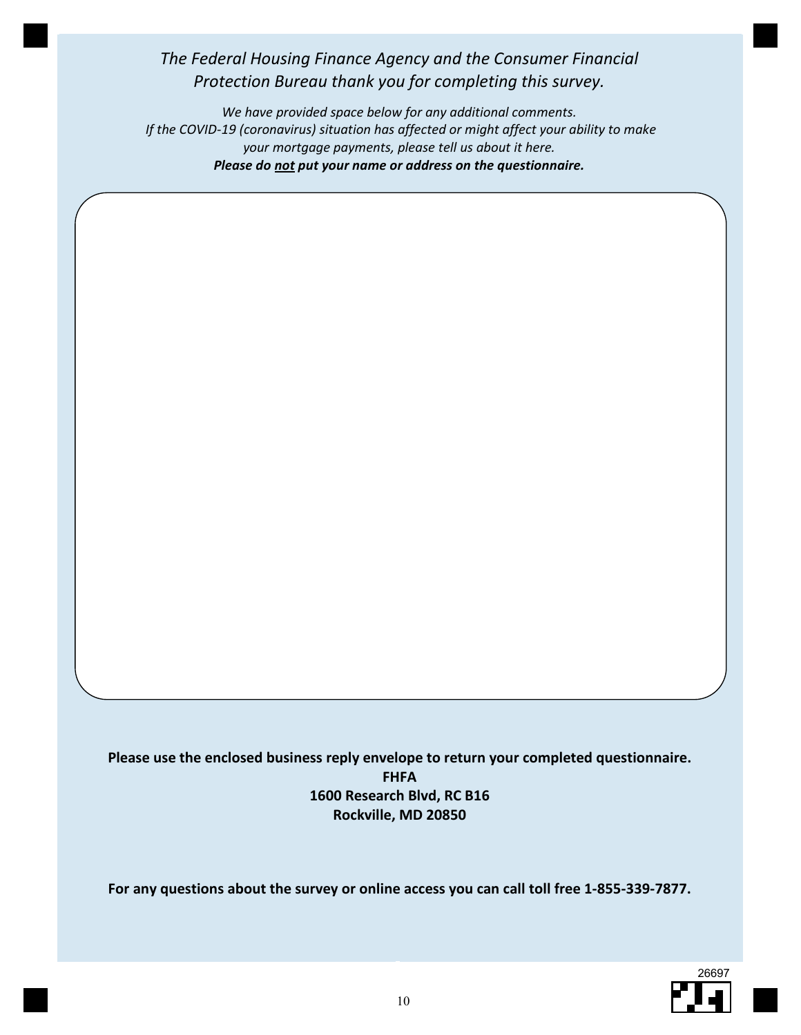*The Federal Housing Finance Agency and the Consumer Financial Protection Bureau thank you for completing this survey.*

*We have provided space below for any additional comments.*
*If the COVID-19 (coronavirus) situation has affected or might affect your ability to make your mortgage payments, please tell us about it here.*
***Please do not put your name or address on the questionnaire.***

**Please use the enclosed business reply envelope to return your completed questionnaire.**
**FHFA**
**1600 Research Blvd, RC B16**
**Rockville, MD 20850**

**For any questions about the survey or online access you can call toll free 1-855-339-7877.**

26697